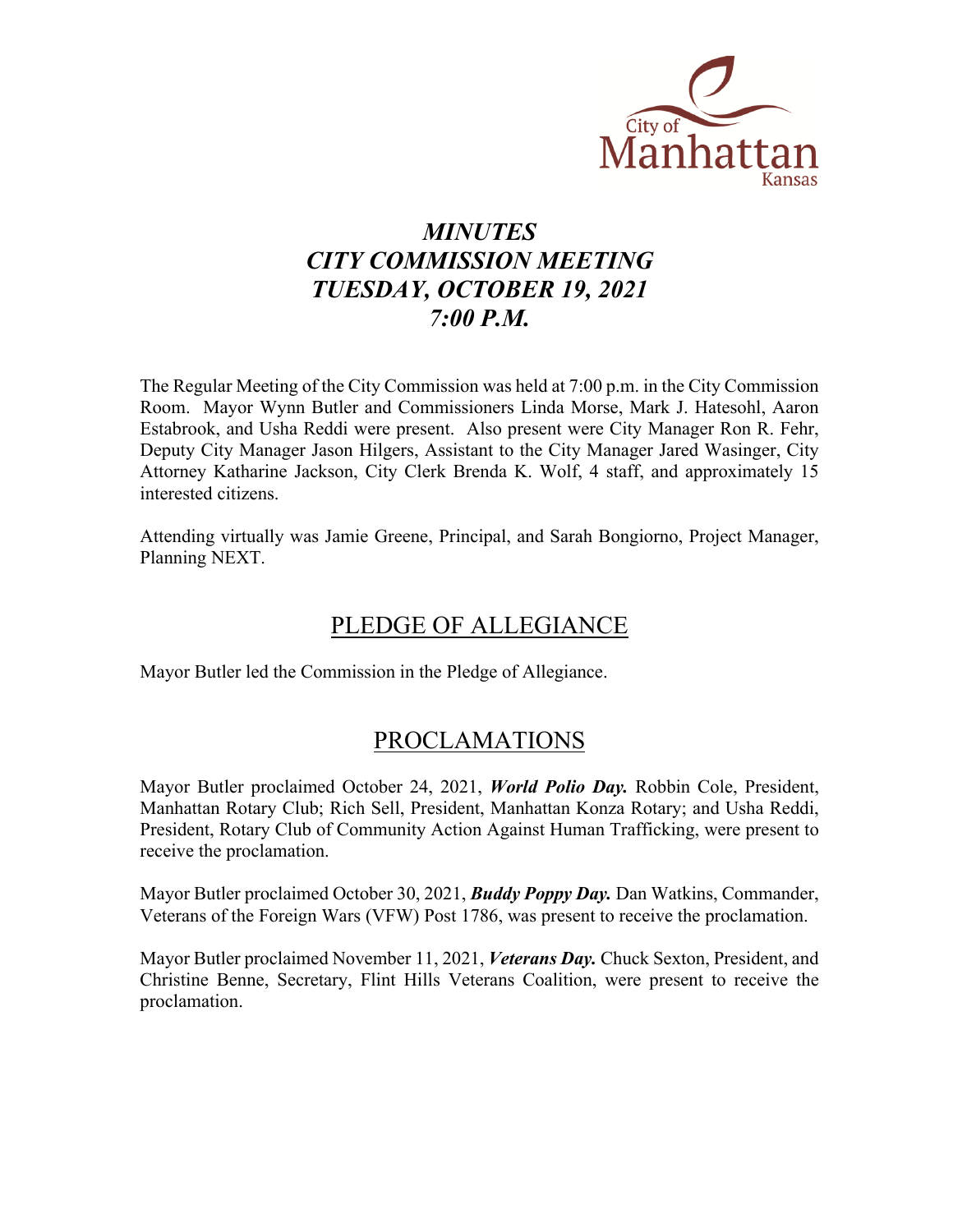# *MINUTES*
# *CITY COMMISSION MEETING*
# *TUESDAY, OCTOBER 19, 2021*
# *7:00 P.M.*

The Regular Meeting of the City Commission was held at 7:00 p.m. in the City Commission Room. Mayor Wynn Butler and Commissioners Linda Morse, Mark J. Hatesohl, Aaron Estabrook, and Usha Reddi were present. Also present were City Manager Ron R. Fehr, Deputy City Manager Jason Hilgers, Assistant to the City Manager Jared Wasinger, City Attorney Katharine Jackson, City Clerk Brenda K. Wolf, 4 staff, and approximately 15 interested citizens.

Attending virtually was Jamie Greene, Principal, and Sarah Bongiorno, Project Manager, Planning NEXT.

## PLEDGE OF ALLEGIANCE

Mayor Butler led the Commission in the Pledge of Allegiance.

## PROCLAMATIONS

Mayor Butler proclaimed October 24, 2021, ***World Polio Day.*** Robbin Cole, President, Manhattan Rotary Club; Rich Sell, President, Manhattan Konza Rotary; and Usha Reddi, President, Rotary Club of Community Action Against Human Trafficking, were present to receive the proclamation.

Mayor Butler proclaimed October 30, 2021, ***Buddy Poppy Day.*** Dan Watkins, Commander, Veterans of the Foreign Wars (VFW) Post 1786, was present to receive the proclamation.

Mayor Butler proclaimed November 11, 2021, ***Veterans Day.*** Chuck Sexton, President, and Christine Benne, Secretary, Flint Hills Veterans Coalition, were present to receive the proclamation.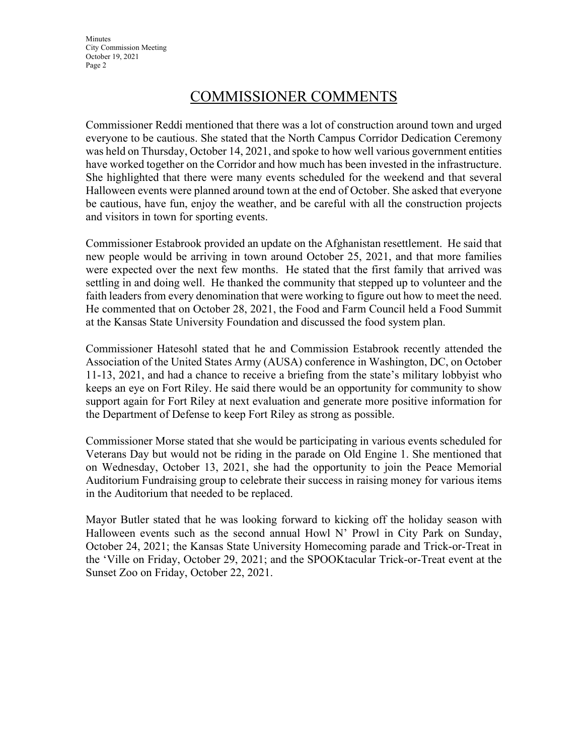# COMMISSIONER COMMENTS

Commissioner Reddi mentioned that there was a lot of construction around town and urged everyone to be cautious. She stated that the North Campus Corridor Dedication Ceremony was held on Thursday, October 14, 2021, and spoke to how well various government entities have worked together on the Corridor and how much has been invested in the infrastructure. She highlighted that there were many events scheduled for the weekend and that several Halloween events were planned around town at the end of October. She asked that everyone be cautious, have fun, enjoy the weather, and be careful with all the construction projects and visitors in town for sporting events.

Commissioner Estabrook provided an update on the Afghanistan resettlement. He said that new people would be arriving in town around October 25, 2021, and that more families were expected over the next few months. He stated that the first family that arrived was settling in and doing well. He thanked the community that stepped up to volunteer and the faith leaders from every denomination that were working to figure out how to meet the need. He commented that on October 28, 2021, the Food and Farm Council held a Food Summit at the Kansas State University Foundation and discussed the food system plan.

Commissioner Hatesohl stated that he and Commission Estabrook recently attended the Association of the United States Army (AUSA) conference in Washington, DC, on October 11-13, 2021, and had a chance to receive a briefing from the state's military lobbyist who keeps an eye on Fort Riley. He said there would be an opportunity for community to show support again for Fort Riley at next evaluation and generate more positive information for the Department of Defense to keep Fort Riley as strong as possible.

Commissioner Morse stated that she would be participating in various events scheduled for Veterans Day but would not be riding in the parade on Old Engine 1. She mentioned that on Wednesday, October 13, 2021, she had the opportunity to join the Peace Memorial Auditorium Fundraising group to celebrate their success in raising money for various items in the Auditorium that needed to be replaced.

Mayor Butler stated that he was looking forward to kicking off the holiday season with Halloween events such as the second annual Howl N' Prowl in City Park on Sunday, October 24, 2021; the Kansas State University Homecoming parade and Trick-or-Treat in the 'Ville on Friday, October 29, 2021; and the SPOOKtacular Trick-or-Treat event at the Sunset Zoo on Friday, October 22, 2021.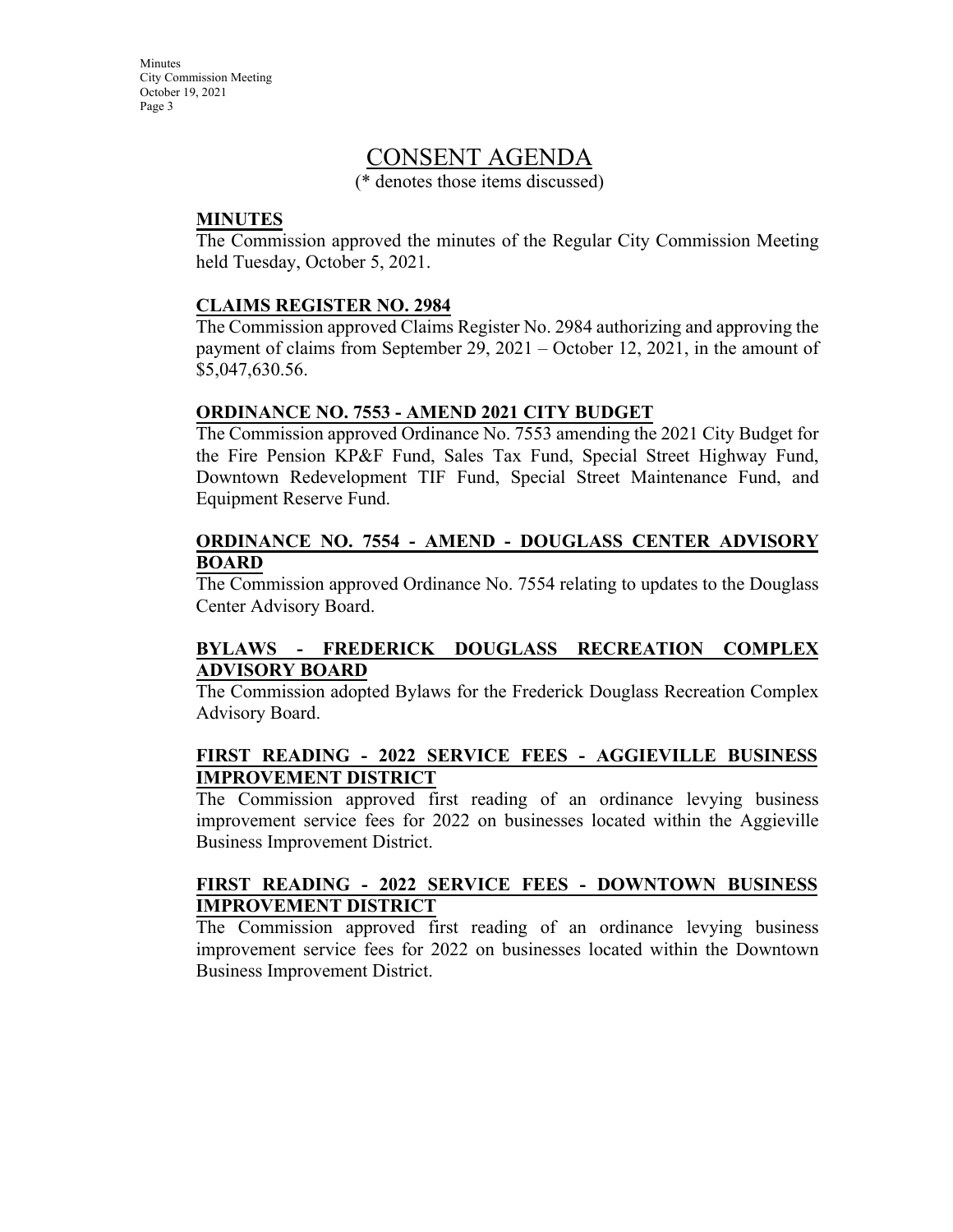# CONSENT AGENDA

(* denotes those items discussed)

**MINUTES**

The Commission approved the minutes of the Regular City Commission Meeting held Tuesday, October 5, 2021.

**CLAIMS REGISTER NO. 2984**

The Commission approved Claims Register No. 2984 authorizing and approving the payment of claims from September 29, 2021 – October 12, 2021, in the amount of $5,047,630.56.

**ORDINANCE NO. 7553 - AMEND 2021 CITY BUDGET**

The Commission approved Ordinance No. 7553 amending the 2021 City Budget for the Fire Pension KP&F Fund, Sales Tax Fund, Special Street Highway Fund, Downtown Redevelopment TIF Fund, Special Street Maintenance Fund, and Equipment Reserve Fund.

**ORDINANCE NO. 7554 - AMEND - DOUGLASS CENTER ADVISORY BOARD**

The Commission approved Ordinance No. 7554 relating to updates to the Douglass Center Advisory Board.

**BYLAWS - FREDERICK DOUGLASS RECREATION COMPLEX ADVISORY BOARD**

The Commission adopted Bylaws for the Frederick Douglass Recreation Complex Advisory Board.

**FIRST READING - 2022 SERVICE FEES - AGGIEVILLE BUSINESS IMPROVEMENT DISTRICT**

The Commission approved first reading of an ordinance levying business improvement service fees for 2022 on businesses located within the Aggieville Business Improvement District.

**FIRST READING - 2022 SERVICE FEES - DOWNTOWN BUSINESS IMPROVEMENT DISTRICT**

The Commission approved first reading of an ordinance levying business improvement service fees for 2022 on businesses located within the Downtown Business Improvement District.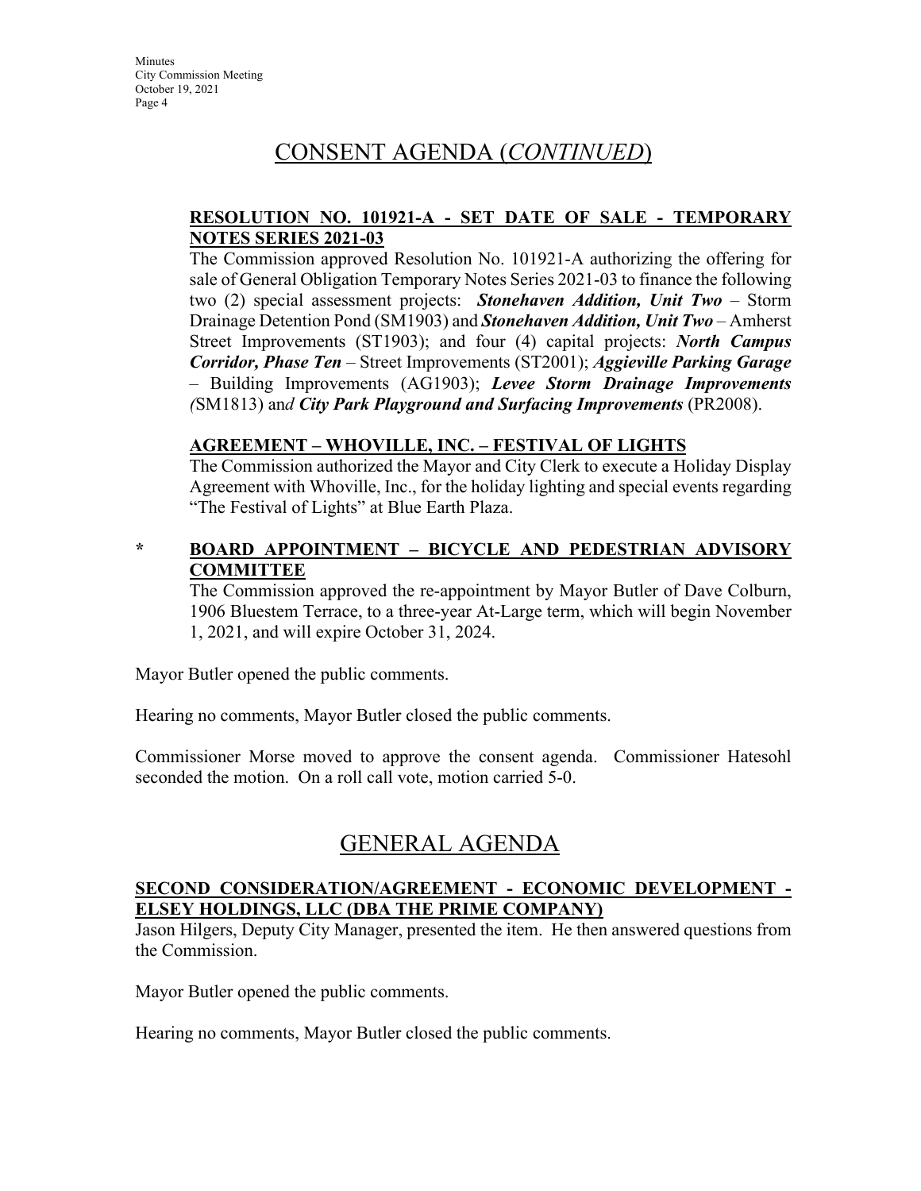# CONSENT AGENDA (*CONTINUED*)

**RESOLUTION NO. 101921-A - SET DATE OF SALE - TEMPORARY NOTES SERIES 2021-03**

The Commission approved Resolution No. 101921-A authorizing the offering for sale of General Obligation Temporary Notes Series 2021-03 to finance the following two (2) special assessment projects: ***Stonehaven Addition, Unit Two*** – Storm Drainage Detention Pond (SM1903) and ***Stonehaven Addition, Unit Two*** – Amherst Street Improvements (ST1903); and four (4) capital projects: ***North Campus Corridor, Phase Ten*** – Street Improvements (ST2001); ***Aggieville Parking Garage*** – Building Improvements (AG1903); ***Levee Storm Drainage Improvements*** *(*SM1813) an*d* ***City Park Playground and Surfacing Improvements*** (PR2008).

**AGREEMENT – WHOVILLE, INC. – FESTIVAL OF LIGHTS**

The Commission authorized the Mayor and City Clerk to execute a Holiday Display Agreement with Whoville, Inc., for the holiday lighting and special events regarding "The Festival of Lights" at Blue Earth Plaza.

\* **BOARD APPOINTMENT – BICYCLE AND PEDESTRIAN ADVISORY COMMITTEE**

The Commission approved the re-appointment by Mayor Butler of Dave Colburn, 1906 Bluestem Terrace, to a three-year At-Large term, which will begin November 1, 2021, and will expire October 31, 2024.

Mayor Butler opened the public comments.

Hearing no comments, Mayor Butler closed the public comments.

Commissioner Morse moved to approve the consent agenda. Commissioner Hatesohl seconded the motion. On a roll call vote, motion carried 5-0.

# GENERAL AGENDA

**SECOND CONSIDERATION/AGREEMENT - ECONOMIC DEVELOPMENT - ELSEY HOLDINGS, LLC (DBA THE PRIME COMPANY)**

Jason Hilgers, Deputy City Manager, presented the item. He then answered questions from the Commission.

Mayor Butler opened the public comments.

Hearing no comments, Mayor Butler closed the public comments.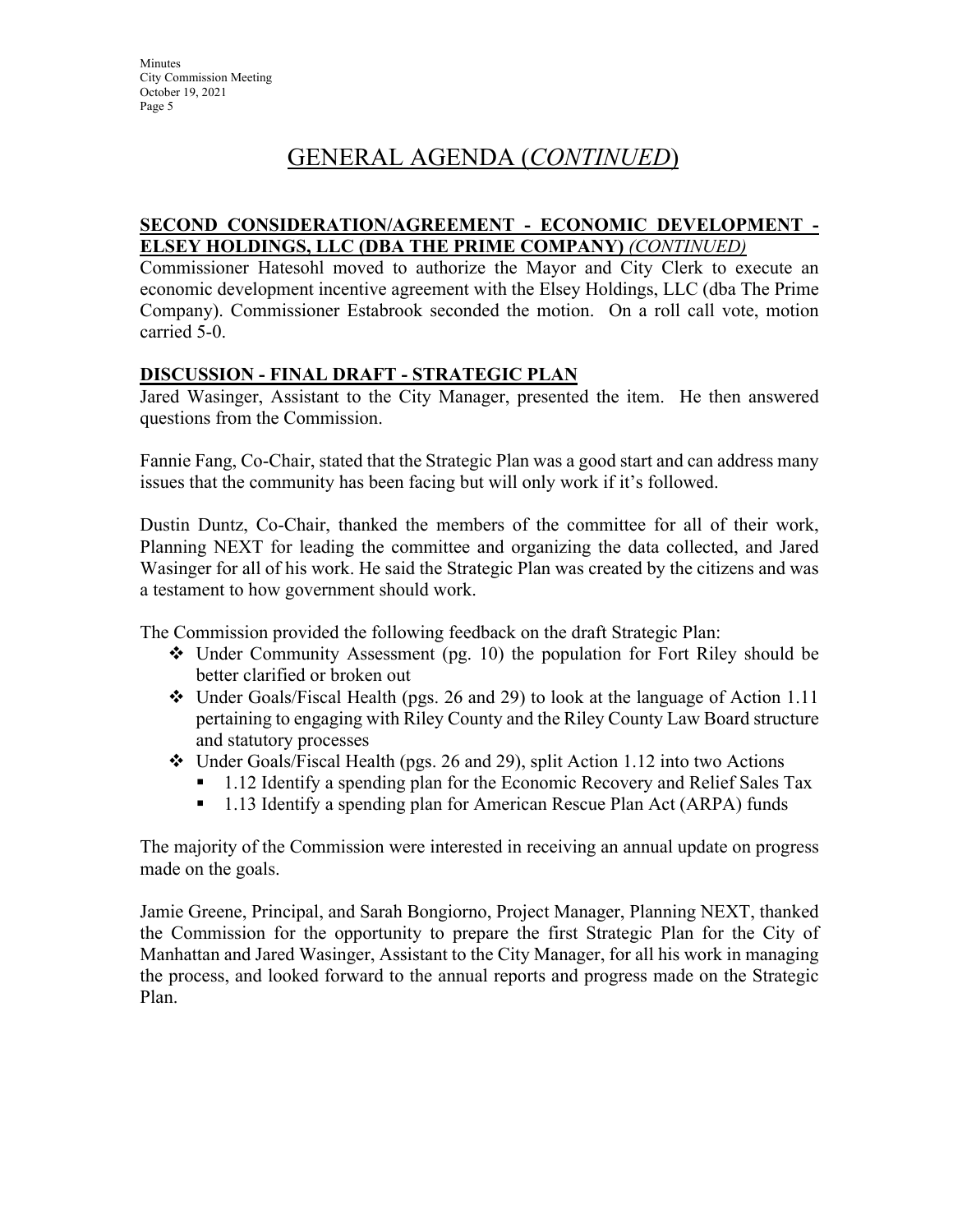# GENERAL AGENDA (*CONTINUED*)

**SECOND CONSIDERATION/AGREEMENT - ECONOMIC DEVELOPMENT - ELSEY HOLDINGS, LLC (DBA THE PRIME COMPANY)** *(CONTINUED)*

Commissioner Hatesohl moved to authorize the Mayor and City Clerk to execute an economic development incentive agreement with the Elsey Holdings, LLC (dba The Prime Company). Commissioner Estabrook seconded the motion. On a roll call vote, motion carried 5-0.

**DISCUSSION - FINAL DRAFT - STRATEGIC PLAN**

Jared Wasinger, Assistant to the City Manager, presented the item. He then answered questions from the Commission.

Fannie Fang, Co-Chair, stated that the Strategic Plan was a good start and can address many issues that the community has been facing but will only work if it's followed.

Dustin Duntz, Co-Chair, thanked the members of the committee for all of their work, Planning NEXT for leading the committee and organizing the data collected, and Jared Wasinger for all of his work. He said the Strategic Plan was created by the citizens and was a testament to how government should work.

The Commission provided the following feedback on the draft Strategic Plan:

- Under Community Assessment (pg. 10) the population for Fort Riley should be better clarified or broken out
- Under Goals/Fiscal Health (pgs. 26 and 29) to look at the language of Action 1.11 pertaining to engaging with Riley County and the Riley County Law Board structure and statutory processes
- Under Goals/Fiscal Health (pgs. 26 and 29), split Action 1.12 into two Actions
  - 1.12 Identify a spending plan for the Economic Recovery and Relief Sales Tax
  - 1.13 Identify a spending plan for American Rescue Plan Act (ARPA) funds

The majority of the Commission were interested in receiving an annual update on progress made on the goals.

Jamie Greene, Principal, and Sarah Bongiorno, Project Manager, Planning NEXT, thanked the Commission for the opportunity to prepare the first Strategic Plan for the City of Manhattan and Jared Wasinger, Assistant to the City Manager, for all his work in managing the process, and looked forward to the annual reports and progress made on the Strategic Plan.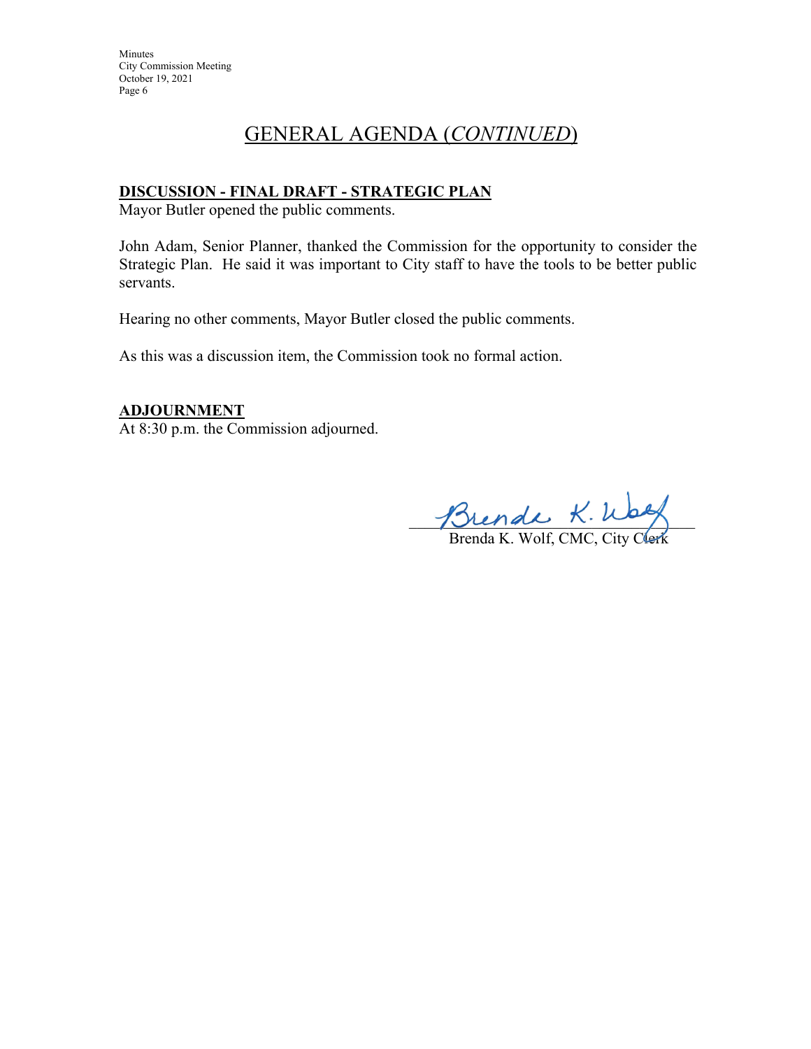# GENERAL AGENDA (*CONTINUED*)

**DISCUSSION - FINAL DRAFT - STRATEGIC PLAN**

Mayor Butler opened the public comments.

John Adam, Senior Planner, thanked the Commission for the opportunity to consider the Strategic Plan. He said it was important to City staff to have the tools to be better public servants.

Hearing no other comments, Mayor Butler closed the public comments.

As this was a discussion item, the Commission took no formal action.

**ADJOURNMENT**

At 8:30 p.m. the Commission adjourned.

Brenda K. Wolf

Brenda K. Wolf, CMC, City Clerk